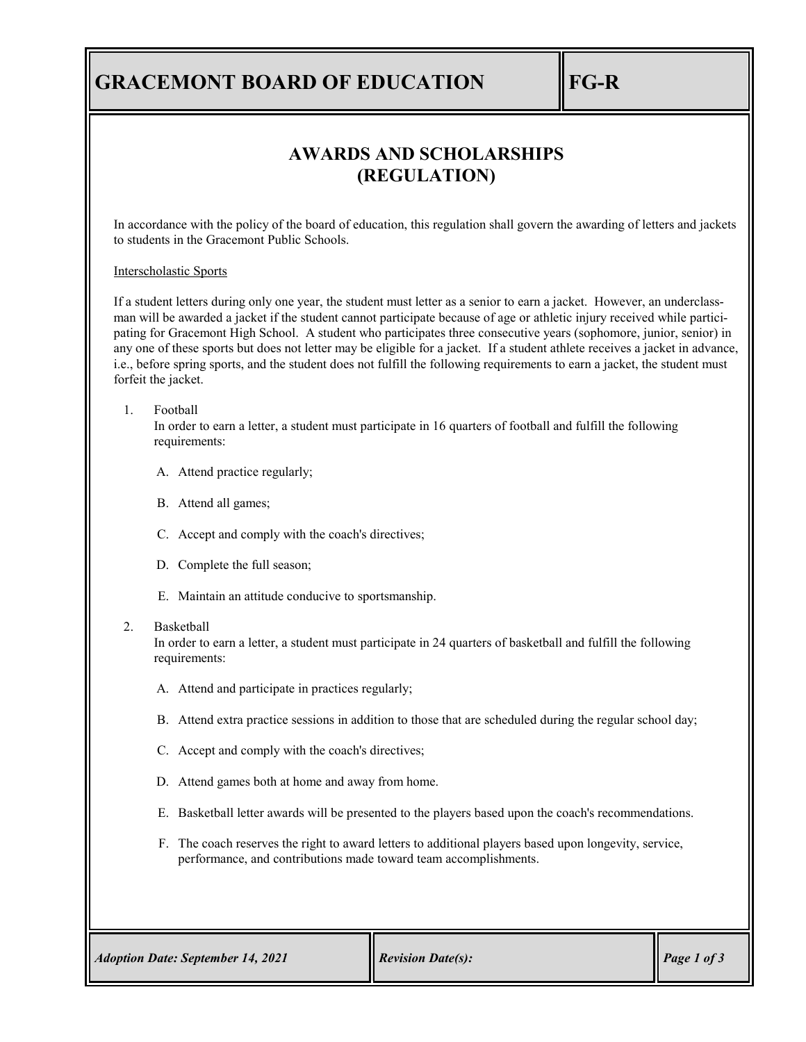# GRACEMONT BOARD OF EDUCATION

FG-R

## AWARDS AND SCHOLARSHIPS (REGULATION)

In accordance with the policy of the board of education, this regulation shall govern the awarding of letters and jackets to students in the Gracemont Public Schools.

Interscholastic Sports

If a student letters during only one year, the student must letter as a senior to earn a jacket. However, an underclassman will be awarded a jacket if the student cannot participate because of age or athletic injury received while participating for Gracemont High School. A student who participates three consecutive years (sophomore, junior, senior) in any one of these sports but does not letter may be eligible for a jacket. If a student athlete receives a jacket in advance, i.e., before spring sports, and the student does not fulfill the following requirements to earn a jacket, the student must forfeit the jacket.

1. Football
   In order to earn a letter, a student must participate in 16 quarters of football and fulfill the following requirements:

   A. Attend practice regularly;

   B. Attend all games;

   C. Accept and comply with the coach's directives;

   D. Complete the full season;

   E. Maintain an attitude conducive to sportsmanship.

2. Basketball
   In order to earn a letter, a student must participate in 24 quarters of basketball and fulfill the following requirements:

   A. Attend and participate in practices regularly;

   B. Attend extra practice sessions in addition to those that are scheduled during the regular school day;

   C. Accept and comply with the coach's directives;

   D. Attend games both at home and away from home.

   E. Basketball letter awards will be presented to the players based upon the coach's recommendations.

   F. The coach reserves the right to award letters to additional players based upon longevity, service, performance, and contributions made toward team accomplishments.

*Adoption Date: September 14, 2021* | *Revision Date(s):*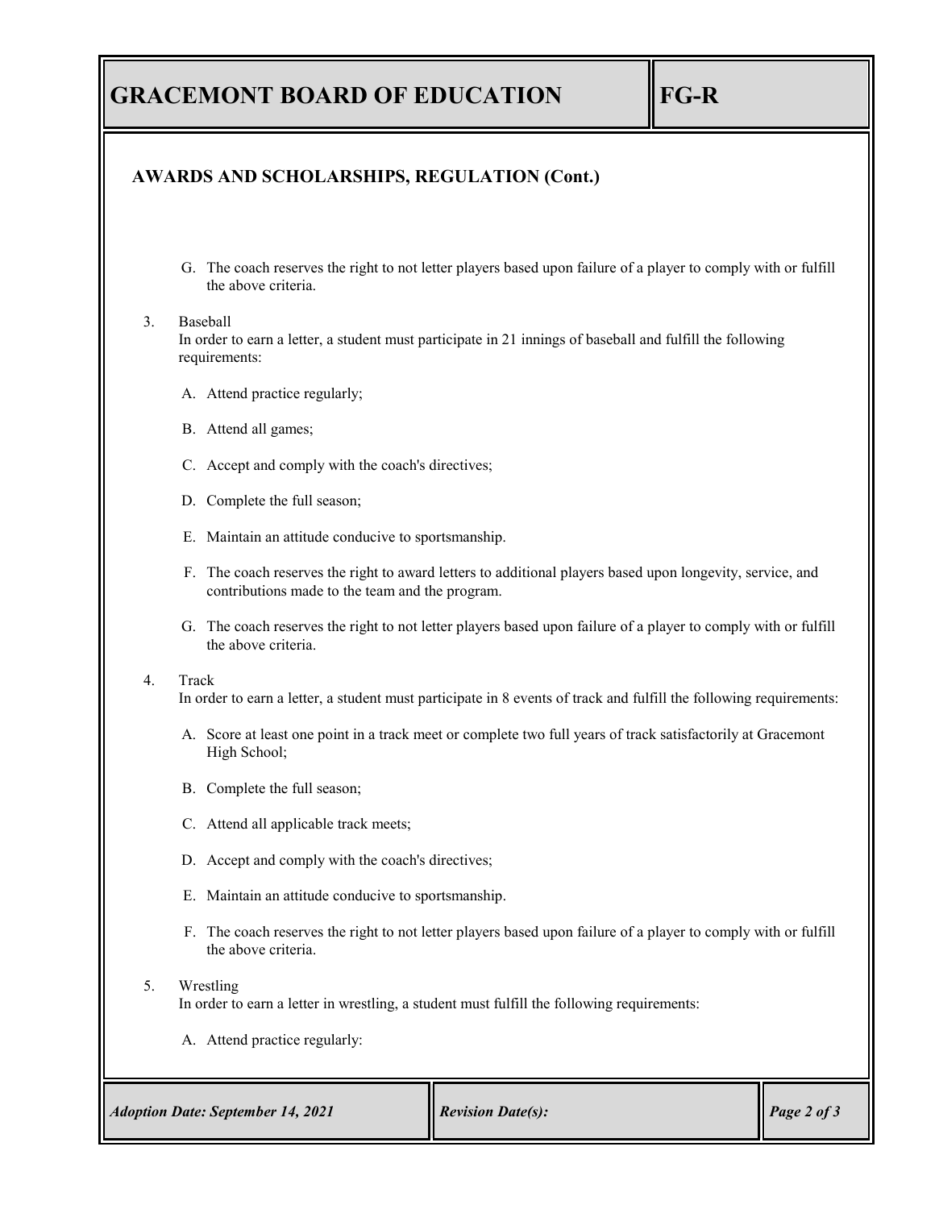## AWARDS AND SCHOLARSHIPS, REGULATION (Cont.)

G. The coach reserves the right to not letter players based upon failure of a player to comply with or fulfill the above criteria.

3. Baseball

   In order to earn a letter, a student must participate in 21 innings of baseball and fulfill the following requirements:

   A. Attend practice regularly;

   B. Attend all games;

   C. Accept and comply with the coach's directives;

   D. Complete the full season;

   E. Maintain an attitude conducive to sportsmanship.

   F. The coach reserves the right to award letters to additional players based upon longevity, service, and contributions made to the team and the program.

   G. The coach reserves the right to not letter players based upon failure of a player to comply with or fulfill the above criteria.

4. Track

   In order to earn a letter, a student must participate in 8 events of track and fulfill the following requirements:

   A. Score at least one point in a track meet or complete two full years of track satisfactorily at Gracemont High School;

   B. Complete the full season;

   C. Attend all applicable track meets;

   D. Accept and comply with the coach's directives;

   E. Maintain an attitude conducive to sportsmanship.

   F. The coach reserves the right to not letter players based upon failure of a player to comply with or fulfill the above criteria.

5. Wrestling

   In order to earn a letter in wrestling, a student must fulfill the following requirements:

   A. Attend practice regularly: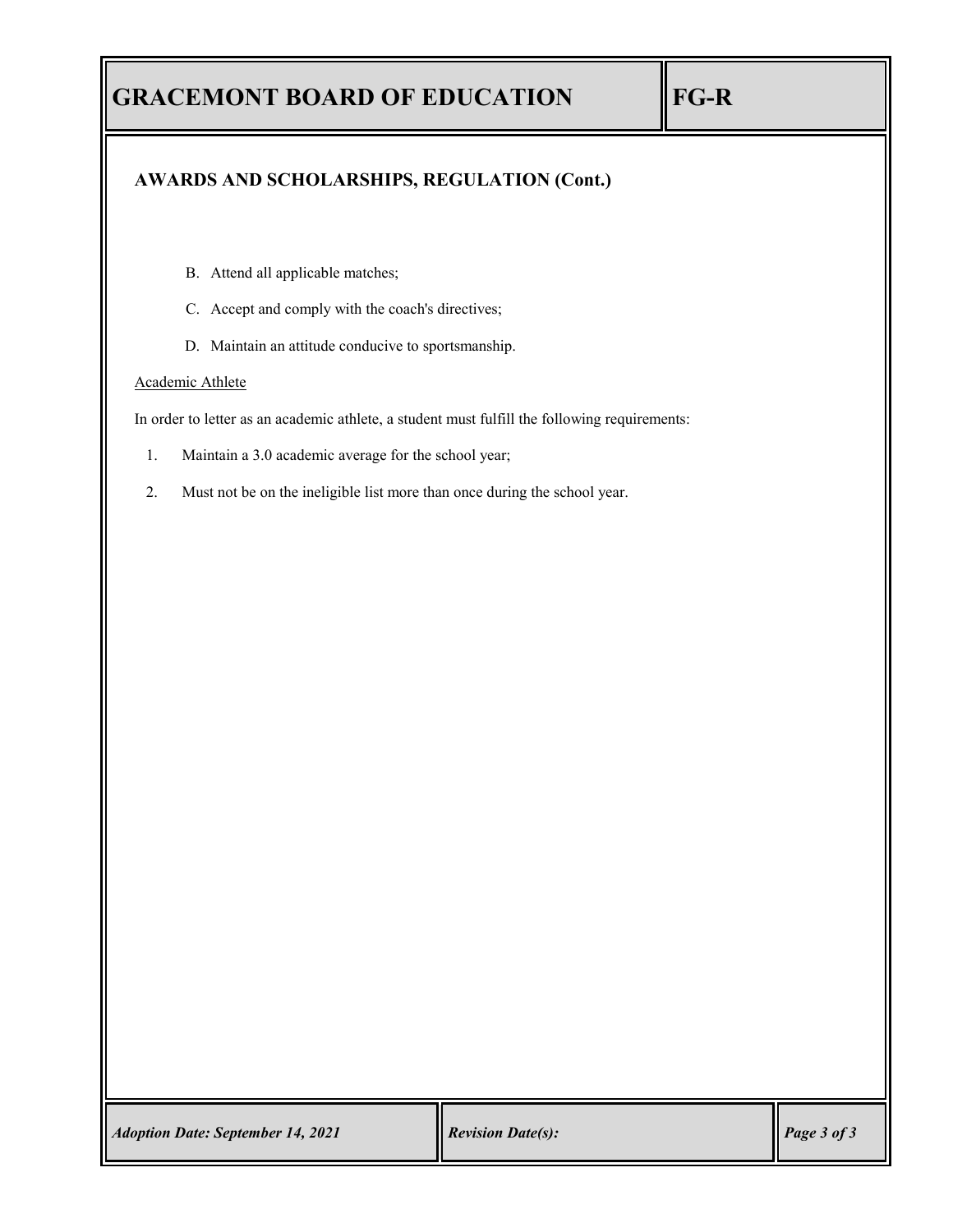## AWARDS AND SCHOLARSHIPS, REGULATION (Cont.)

B. Attend all applicable matches;

C. Accept and comply with the coach's directives;

D. Maintain an attitude conducive to sportsmanship.

<u>Academic Athlete</u>

In order to letter as an academic athlete, a student must fulfill the following requirements:

1. Maintain a 3.0 academic average for the school year;
2. Must not be on the ineligible list more than once during the school year.

*Adoption Date: September 14, 2021* | *Revision Date(s):*